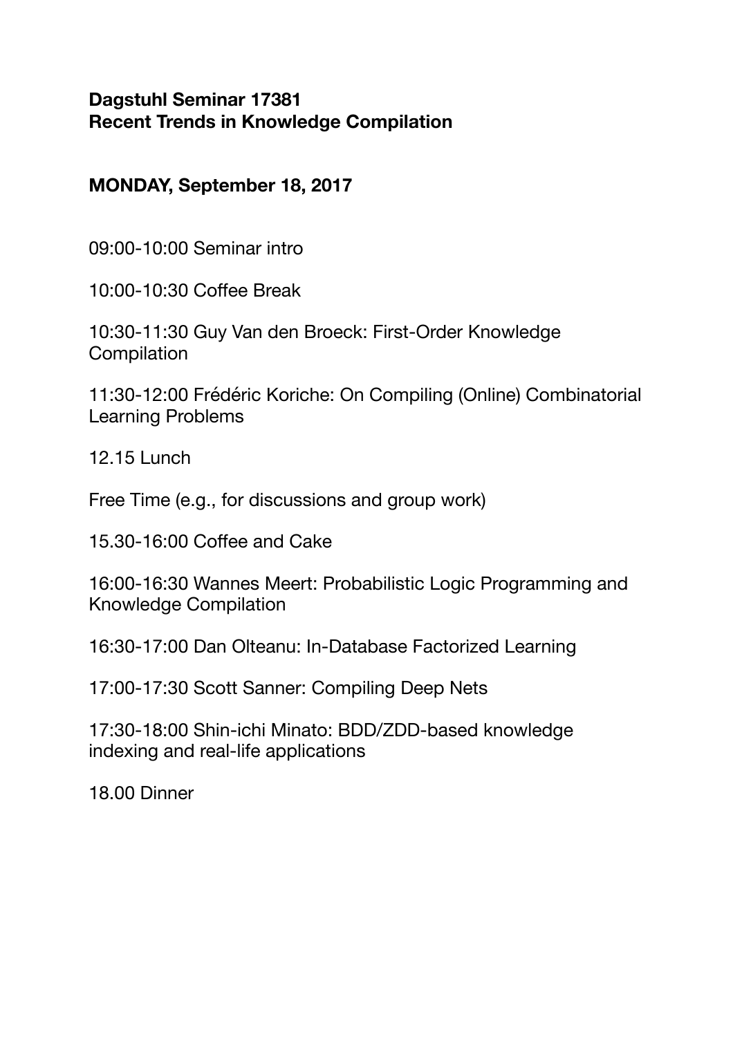**Dagstuhl Seminar 17381**
**Recent Trends in Knowledge Compilation**

**MONDAY, September 18, 2017**

09:00-10:00 Seminar intro

10:00-10:30 Coffee Break

10:30-11:30 Guy Van den Broeck: First-Order Knowledge Compilation

11:30-12:00 Frédéric Koriche: On Compiling (Online) Combinatorial Learning Problems

12.15 Lunch

Free Time (e.g., for discussions and group work)

15.30-16:00 Coffee and Cake

16:00-16:30 Wannes Meert: Probabilistic Logic Programming and Knowledge Compilation

16:30-17:00 Dan Olteanu: In-Database Factorized Learning

17:00-17:30 Scott Sanner: Compiling Deep Nets

17:30-18:00 Shin-ichi Minato: BDD/ZDD-based knowledge indexing and real-life applications

18.00 Dinner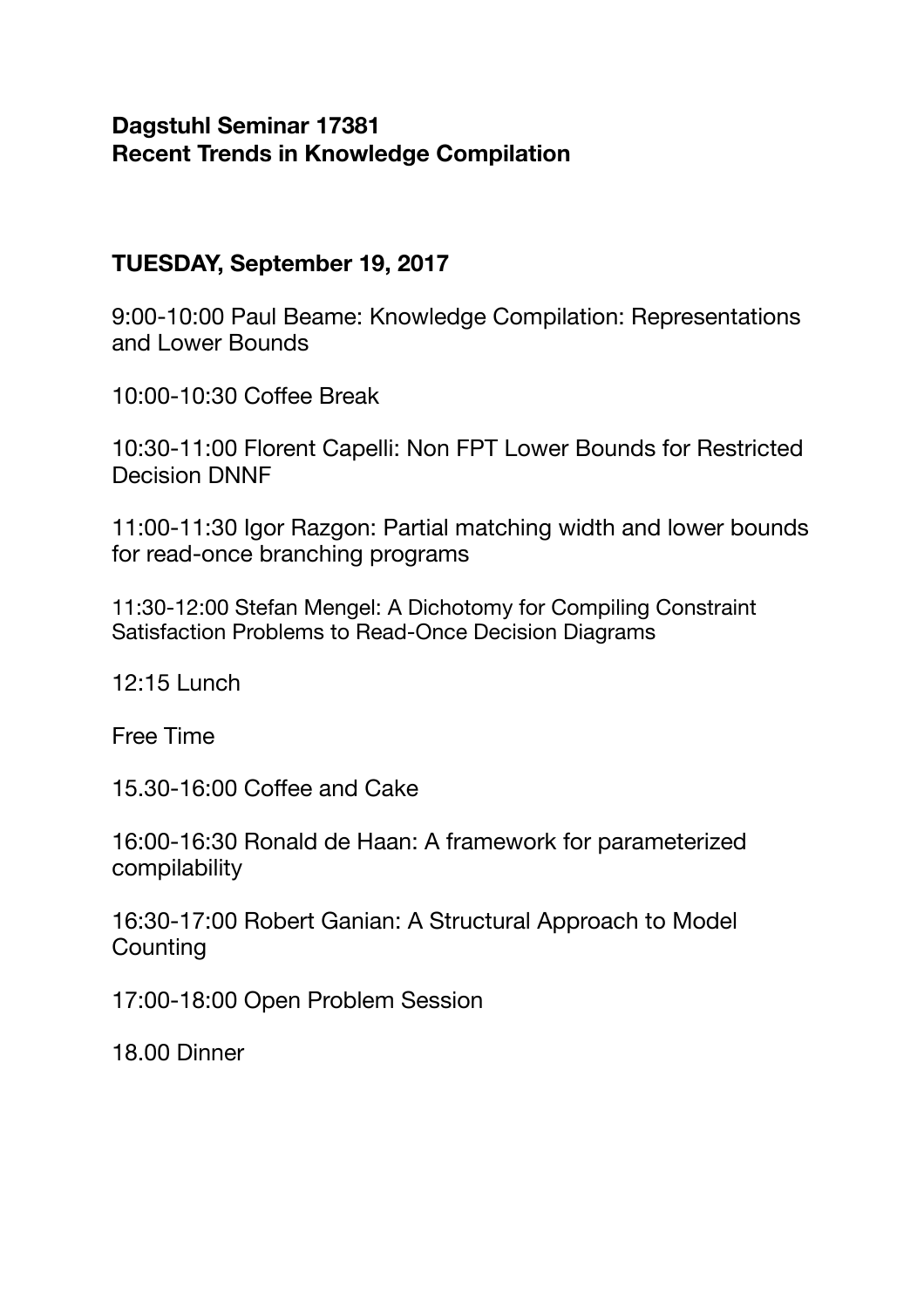**Dagstuhl Seminar 17381**
**Recent Trends in Knowledge Compilation**

**TUESDAY, September 19, 2017**

9:00-10:00 Paul Beame: Knowledge Compilation: Representations and Lower Bounds

10:00-10:30 Coffee Break

10:30-11:00 Florent Capelli: Non FPT Lower Bounds for Restricted Decision DNNF

11:00-11:30 Igor Razgon: Partial matching width and lower bounds for read-once branching programs

11:30-12:00 Stefan Mengel: A Dichotomy for Compiling Constraint Satisfaction Problems to Read-Once Decision Diagrams

12:15 Lunch

Free Time

15.30-16:00 Coffee and Cake

16:00-16:30 Ronald de Haan: A framework for parameterized compilability

16:30-17:00 Robert Ganian: A Structural Approach to Model Counting

17:00-18:00 Open Problem Session

18.00 Dinner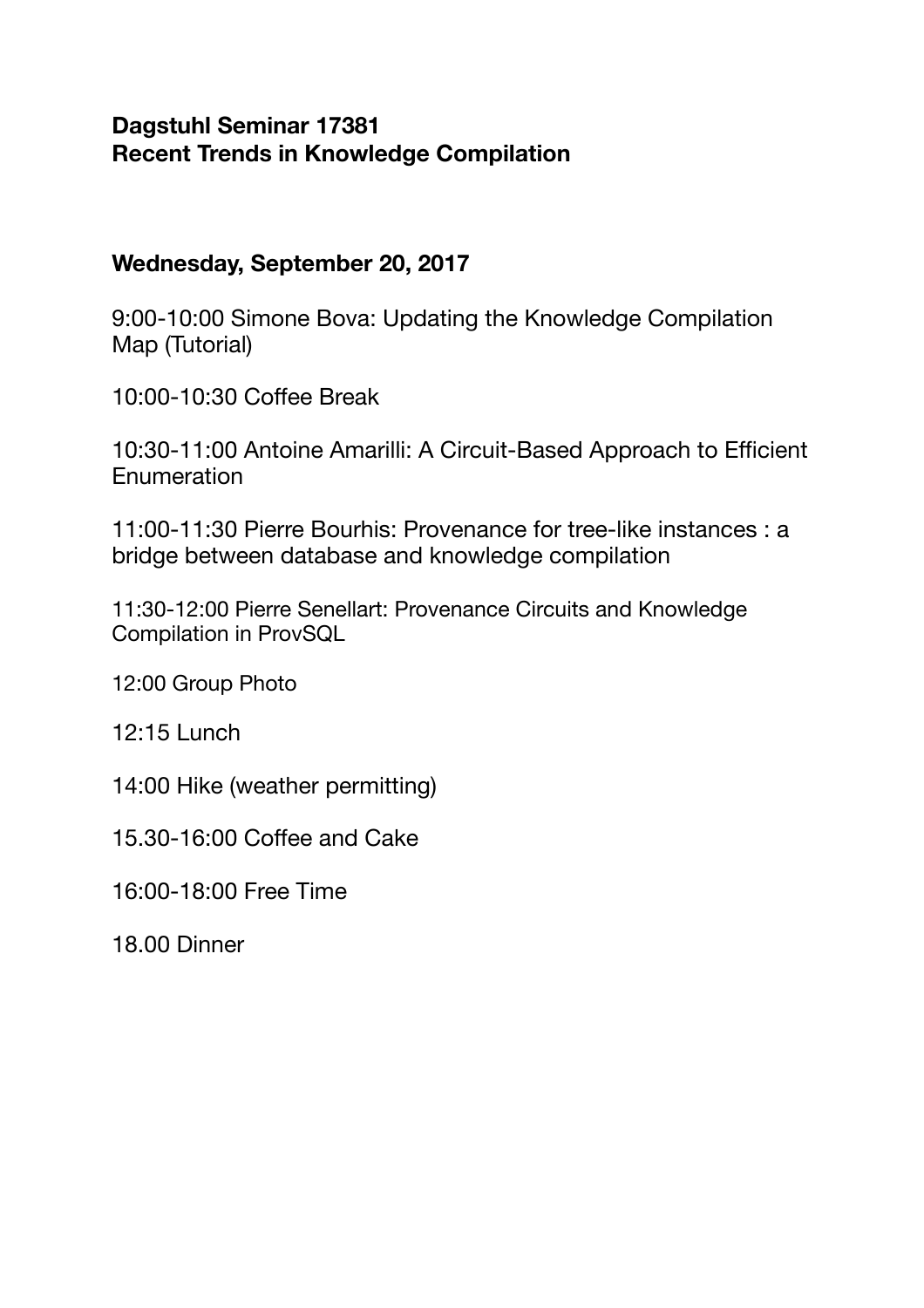**Dagstuhl Seminar 17381**
**Recent Trends in Knowledge Compilation**

**Wednesday, September 20, 2017**

9:00-10:00 Simone Bova: Updating the Knowledge Compilation Map (Tutorial)

10:00-10:30 Coffee Break

10:30-11:00 Antoine Amarilli: A Circuit-Based Approach to Efficient Enumeration

11:00-11:30 Pierre Bourhis: Provenance for tree-like instances : a bridge between database and knowledge compilation

11:30-12:00 Pierre Senellart: Provenance Circuits and Knowledge Compilation in ProvSQL

12:00 Group Photo

12:15 Lunch

14:00 Hike (weather permitting)

15.30-16:00 Coffee and Cake

16:00-18:00 Free Time

18.00 Dinner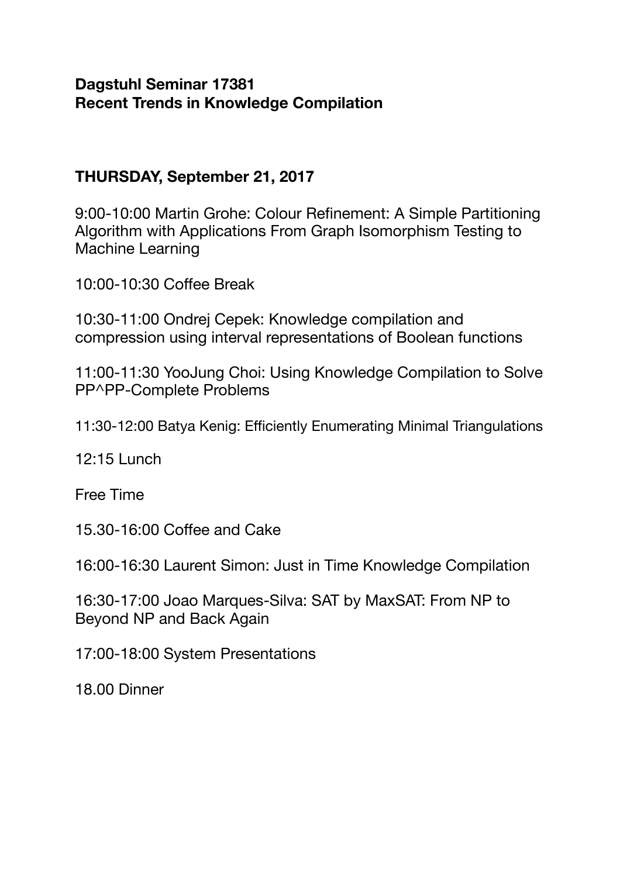**Dagstuhl Seminar 17381**
**Recent Trends in Knowledge Compilation**

**THURSDAY, September 21, 2017**

9:00-10:00 Martin Grohe: Colour Refinement: A Simple Partitioning Algorithm with Applications From Graph Isomorphism Testing to Machine Learning

10:00-10:30 Coffee Break

10:30-11:00 Ondrej Cepek: Knowledge compilation and compression using interval representations of Boolean functions

11:00-11:30 YooJung Choi: Using Knowledge Compilation to Solve PP^PP-Complete Problems

11:30-12:00 Batya Kenig: Efficiently Enumerating Minimal Triangulations

12:15 Lunch

Free Time

15.30-16:00 Coffee and Cake

16:00-16:30 Laurent Simon: Just in Time Knowledge Compilation

16:30-17:00 Joao Marques-Silva: SAT by MaxSAT: From NP to Beyond NP and Back Again

17:00-18:00 System Presentations

18.00 Dinner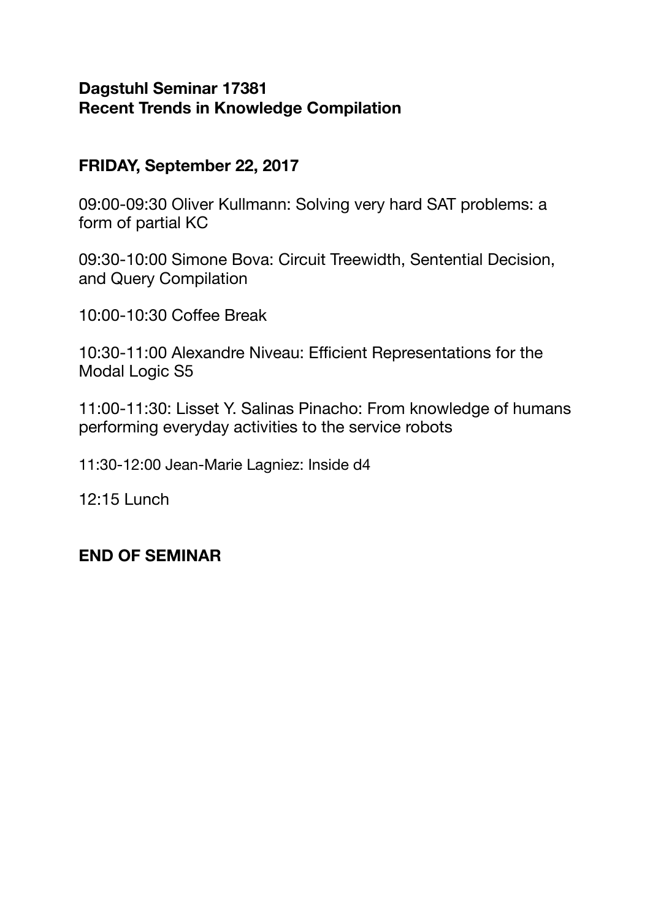**Dagstuhl Seminar 17381**
**Recent Trends in Knowledge Compilation**

**FRIDAY, September 22, 2017**

09:00-09:30 Oliver Kullmann: Solving very hard SAT problems: a form of partial KC

09:30-10:00 Simone Bova: Circuit Treewidth, Sentential Decision, and Query Compilation

10:00-10:30 Coffee Break

10:30-11:00 Alexandre Niveau: Efficient Representations for the Modal Logic S5

11:00-11:30: Lisset Y. Salinas Pinacho: From knowledge of humans performing everyday activities to the service robots

11:30-12:00 Jean-Marie Lagniez: Inside d4

12:15 Lunch

**END OF SEMINAR**